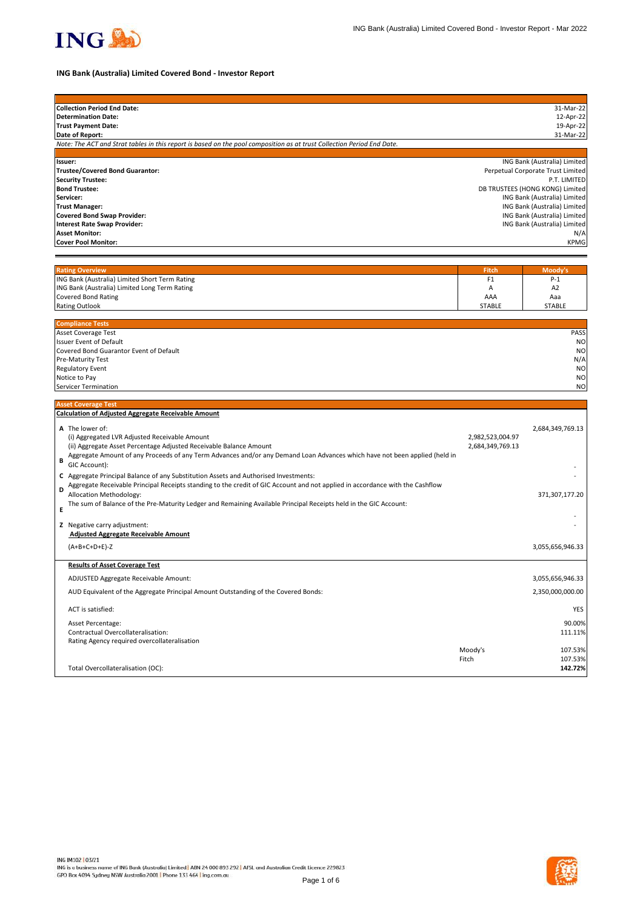# ING Bank (Australia) Limited Covered Bond - Investor Report

| | |
|---|---|
| **Collection Period End Date:** | 31-Mar-22 |
| **Determination Date:** | 12-Apr-22 |
| **Trust Payment Date:** | 19-Apr-22 |
| **Date of Report:** | 31-Mar-22 |

*Note: The ACT and Strat tables in this report is based on the pool composition as at trust Collection Period End Date.*

| | |
|---|---|
| **Issuer:** | ING Bank (Australia) Limited |
| **Trustee/Covered Bond Guarantor:** | Perpetual Corporate Trust Limited |
| **Security Trustee:** | P.T. LIMITED |
| **Bond Trustee:** | DB TRUSTEES (HONG KONG) Limited |
| **Servicer:** | ING Bank (Australia) Limited |
| **Trust Manager:** | ING Bank (Australia) Limited |
| **Covered Bond Swap Provider:** | ING Bank (Australia) Limited |
| **Interest Rate Swap Provider:** | ING Bank (Australia) Limited |
| **Asset Monitor:** | N/A |
| **Cover Pool Monitor:** | KPMG |

| Rating Overview | Fitch | Moody's |
|---|---|---|
| ING Bank (Australia) Limited Short Term Rating | F1 | P-1 |
| ING Bank (Australia) Limited Long Term Rating | A | A2 |
| Covered Bond Rating | AAA | Aaa |
| Rating Outlook | STABLE | STABLE |

| Compliance Tests | |
|---|---|
| Asset Coverage Test | PASS |
| Issuer Event of Default | NO |
| Covered Bond Guarantor Event of Default | NO |
| Pre-Maturity Test | N/A |
| Regulatory Event | NO |
| Notice to Pay | NO |
| Servicer Termination | NO |

## Asset Coverage Test

**Calculation of Adjusted Aggregate Receivable Amount**

| | | | |
|---|---|---|---|
| **A** | The lower of: | | 2,684,349,769.13 |
| | (i) Aggregated LVR Adjusted Receivable Amount | 2,982,523,004.97 | |
| | (ii) Aggregate Asset Percentage Adjusted Receivable Balance Amount | 2,684,349,769.13 | |
| **B** | Aggregate Amount of any Proceeds of any Term Advances and/or any Demand Loan Advances which have not been applied (held in GIC Account): | | - |
| **C** | Aggregate Principal Balance of any Substitution Assets and Authorised Investments: | | - |
| **D** | Aggregate Receivable Principal Receipts standing to the credit of GIC Account and not applied in accordance with the Cashflow Allocation Methodology: | | 371,307,177.20 |
| **E** | The sum of Balance of the Pre-Maturity Ledger and Remaining Available Principal Receipts held in the GIC Account: | | - |
| **Z** | Negative carry adjustment: | | - |
| | **Adjusted Aggregate Receivable Amount** | | |
| | (A+B+C+D+E)-Z | | 3,055,656,946.33 |

**Results of Asset Coverage Test**

| | | |
|---|---|---|
| ADJUSTED Aggregate Receivable Amount: | | 3,055,656,946.33 |
| AUD Equivalent of the Aggregate Principal Amount Outstanding of the Covered Bonds: | | 2,350,000,000.00 |
| ACT is satisfied: | | YES |
| Asset Percentage: | | 90.00% |
| Contractual Overcollateralisation: | | 111.11% |
| Rating Agency required overcollateralisation | | |
| | Moody's | 107.53% |
| | Fitch | 107.53% |
| Total Overcollateralisation (OC): | | **142.72%** |

ING IM102 | 03/21
ING is a business name of ING Bank (Australia) Limited | ABN 24 000 893 292 | AFSL and Australian Credit Licence 229823
GPO Box 4094 Sydney NSW Australia 2001 | Phone 133 464 | ing.com.au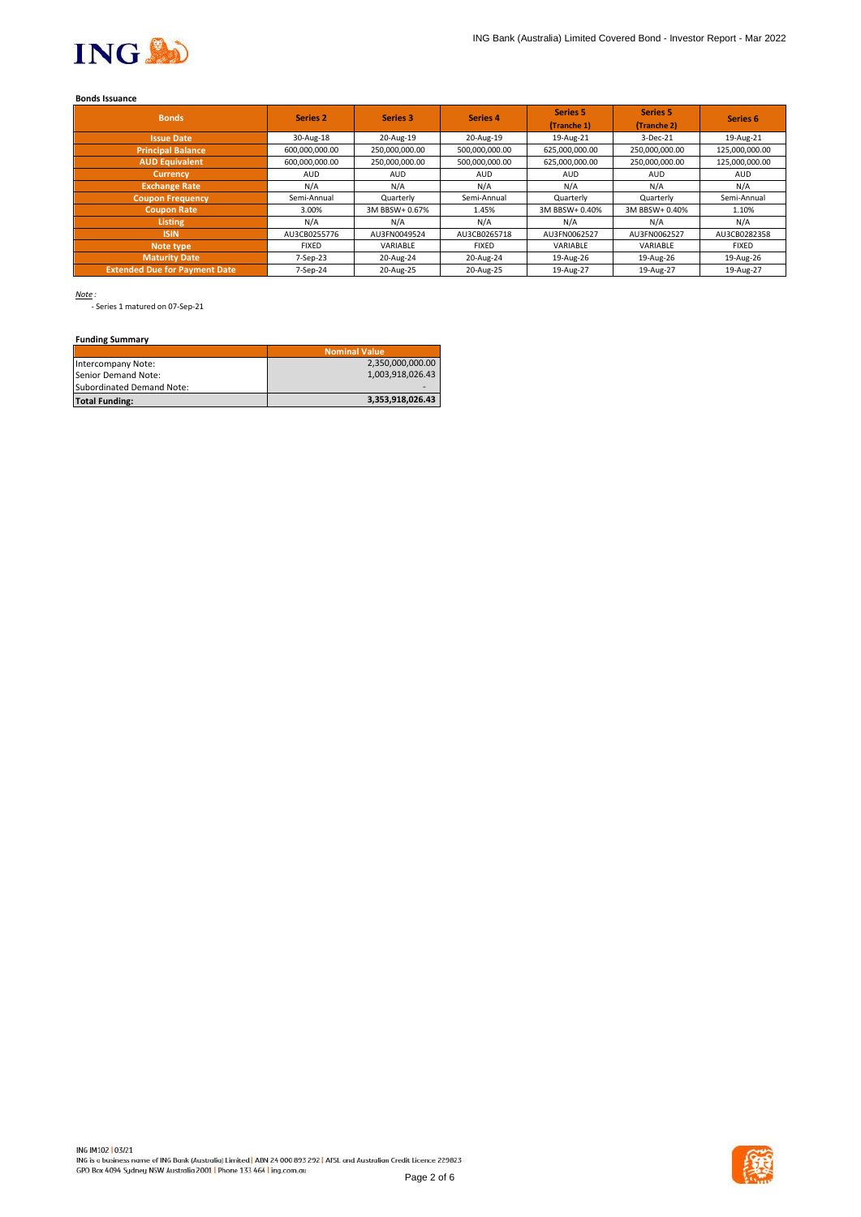**Bonds Issuance**

| Bonds | Series 2 | Series 3 | Series 4 | Series 5 (Tranche 1) | Series 5 (Tranche 2) | Series 6 |
|---|---|---|---|---|---|---|
| Issue Date | 30-Aug-18 | 20-Aug-19 | 20-Aug-19 | 19-Aug-21 | 3-Dec-21 | 19-Aug-21 |
| Principal Balance | 600,000,000.00 | 250,000,000.00 | 500,000,000.00 | 625,000,000.00 | 250,000,000.00 | 125,000,000.00 |
| AUD Equivalent | 600,000,000.00 | 250,000,000.00 | 500,000,000.00 | 625,000,000.00 | 250,000,000.00 | 125,000,000.00 |
| Currency | AUD | AUD | AUD | AUD | AUD | AUD |
| Exchange Rate | N/A | N/A | N/A | N/A | N/A | N/A |
| Coupon Frequency | Semi-Annual | Quarterly | Semi-Annual | Quarterly | Quarterly | Semi-Annual |
| Coupon Rate | 3.00% | 3M BBSW+ 0.67% | 1.45% | 3M BBSW+ 0.40% | 3M BBSW+ 0.40% | 1.10% |
| Listing | N/A | N/A | N/A | N/A | N/A | N/A |
| ISIN | AU3CB0255776 | AU3FN0049524 | AU3CB0265718 | AU3FN0062527 | AU3FN0062527 | AU3CB0282358 |
| Note type | FIXED | VARIABLE | FIXED | VARIABLE | VARIABLE | FIXED |
| Maturity Date | 7-Sep-23 | 20-Aug-24 | 20-Aug-24 | 19-Aug-26 | 19-Aug-26 | 19-Aug-26 |
| Extended Due for Payment Date | 7-Sep-24 | 20-Aug-25 | 20-Aug-25 | 19-Aug-27 | 19-Aug-27 | 19-Aug-27 |

*Note :*

- Series 1 matured on 07-Sep-21

**Funding Summary**

| | Nominal Value |
|---|---|
| Intercompany Note: | 2,350,000,000.00 |
| Senior Demand Note: | 1,003,918,026.43 |
| Subordinated Demand Note: | - |
| **Total Funding:** | **3,353,918,026.43** |

ING IM102 | 03/21
ING is a business name of ING Bank (Australia) Limited | ABN 24 000 893 292 | AFSL and Australian Credit Licence 229823
GPO Box 4094 Sydney NSW Australia 2001 | Phone 133 464 | ing.com.au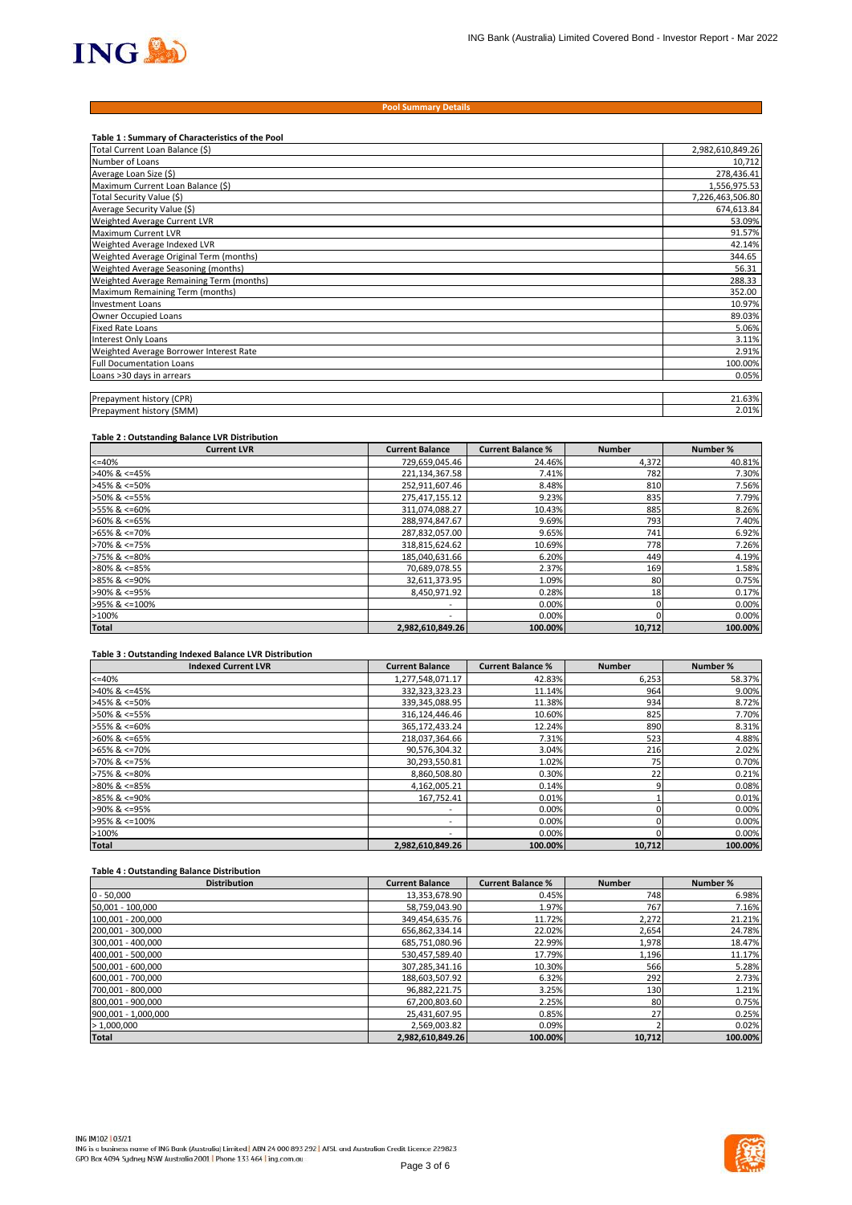## Pool Summary Details

### Table 1 : Summary of Characteristics of the Pool

| | |
|---|---|
| Total Current Loan Balance ($) | 2,982,610,849.26 |
| Number of Loans | 10,712 |
| Average Loan Size ($) | 278,436.41 |
| Maximum Current Loan Balance ($) | 1,556,975.53 |
| Total Security Value ($) | 7,226,463,506.80 |
| Average Security Value ($) | 674,613.84 |
| Weighted Average Current LVR | 53.09% |
| Maximum Current LVR | 91.57% |
| Weighted Average Indexed LVR | 42.14% |
| Weighted Average Original Term (months) | 344.65 |
| Weighted Average Seasoning (months) | 56.31 |
| Weighted Average Remaining Term (months) | 288.33 |
| Maximum Remaining Term (months) | 352.00 |
| Investment Loans | 10.97% |
| Owner Occupied Loans | 89.03% |
| Fixed Rate Loans | 5.06% |
| Interest Only Loans | 3.11% |
| Weighted Average Borrower Interest Rate | 2.91% |
| Full Documentation Loans | 100.00% |
| Loans >30 days in arrears | 0.05% |
| | |
| Prepayment history (CPR) | 21.63% |
| Prepayment history (SMM) | 2.01% |

### Table 2 : Outstanding Balance LVR Distribution

| Current LVR | Current Balance | Current Balance % | Number | Number % |
|---|---|---|---|---|
| <=40% | 729,659,045.46 | 24.46% | 4,372 | 40.81% |
| >40% & <=45% | 221,134,367.58 | 7.41% | 782 | 7.30% |
| >45% & <=50% | 252,911,607.46 | 8.48% | 810 | 7.56% |
| >50% & <=55% | 275,417,155.12 | 9.23% | 835 | 7.79% |
| >55% & <=60% | 311,074,088.27 | 10.43% | 885 | 8.26% |
| >60% & <=65% | 288,974,847.67 | 9.69% | 793 | 7.40% |
| >65% & <=70% | 287,832,057.00 | 9.65% | 741 | 6.92% |
| >70% & <=75% | 318,815,624.62 | 10.69% | 778 | 7.26% |
| >75% & <=80% | 185,040,631.66 | 6.20% | 449 | 4.19% |
| >80% & <=85% | 70,689,078.55 | 2.37% | 169 | 1.58% |
| >85% & <=90% | 32,611,373.95 | 1.09% | 80 | 0.75% |
| >90% & <=95% | 8,450,971.92 | 0.28% | 18 | 0.17% |
| >95% & <=100% | - | 0.00% | 0 | 0.00% |
| >100% | - | 0.00% | 0 | 0.00% |
| **Total** | **2,982,610,849.26** | **100.00%** | **10,712** | **100.00%** |

### Table 3 : Outstanding Indexed Balance LVR Distribution

| Indexed Current LVR | Current Balance | Current Balance % | Number | Number % |
|---|---|---|---|---|
| <=40% | 1,277,548,071.17 | 42.83% | 6,253 | 58.37% |
| >40% & <=45% | 332,323,323.23 | 11.14% | 964 | 9.00% |
| >45% & <=50% | 339,345,088.95 | 11.38% | 934 | 8.72% |
| >50% & <=55% | 316,124,446.46 | 10.60% | 825 | 7.70% |
| >55% & <=60% | 365,172,433.24 | 12.24% | 890 | 8.31% |
| >60% & <=65% | 218,037,364.66 | 7.31% | 523 | 4.88% |
| >65% & <=70% | 90,576,304.32 | 3.04% | 216 | 2.02% |
| >70% & <=75% | 30,293,550.81 | 1.02% | 75 | 0.70% |
| >75% & <=80% | 8,860,508.80 | 0.30% | 22 | 0.21% |
| >80% & <=85% | 4,162,005.21 | 0.14% | 9 | 0.08% |
| >85% & <=90% | 167,752.41 | 0.01% | 1 | 0.01% |
| >90% & <=95% | - | 0.00% | 0 | 0.00% |
| >95% & <=100% | - | 0.00% | 0 | 0.00% |
| >100% | - | 0.00% | 0 | 0.00% |
| **Total** | **2,982,610,849.26** | **100.00%** | **10,712** | **100.00%** |

### Table 4 : Outstanding Balance Distribution

| Distribution | Current Balance | Current Balance % | Number | Number % |
|---|---|---|---|---|
| 0 - 50,000 | 13,353,678.90 | 0.45% | 748 | 6.98% |
| 50,001 - 100,000 | 58,759,043.90 | 1.97% | 767 | 7.16% |
| 100,001 - 200,000 | 349,454,635.76 | 11.72% | 2,272 | 21.21% |
| 200,001 - 300,000 | 656,862,334.14 | 22.02% | 2,654 | 24.78% |
| 300,001 - 400,000 | 685,751,080.96 | 22.99% | 1,978 | 18.47% |
| 400,001 - 500,000 | 530,457,589.40 | 17.79% | 1,196 | 11.17% |
| 500,001 - 600,000 | 307,285,341.16 | 10.30% | 566 | 5.28% |
| 600,001 - 700,000 | 188,603,507.92 | 6.32% | 292 | 2.73% |
| 700,001 - 800,000 | 96,882,221.75 | 3.25% | 130 | 1.21% |
| 800,001 - 900,000 | 67,200,803.60 | 2.25% | 80 | 0.75% |
| 900,001 - 1,000,000 | 25,431,607.95 | 0.85% | 27 | 0.25% |
| > 1,000,000 | 2,569,003.82 | 0.09% | 2 | 0.02% |
| **Total** | **2,982,610,849.26** | **100.00%** | **10,712** | **100.00%** |

ING IM102 | 03/21
ING is a business name of ING Bank (Australia) Limited | ABN 24 000 893 292 | AFSL and Australian Credit Licence 229823
GPO Box 4094 Sydney NSW Australia 2001 | Phone 133 464 | ing.com.au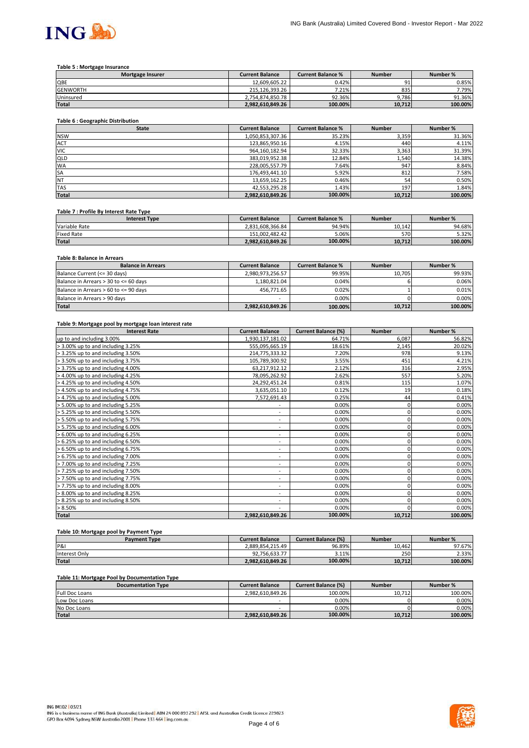**Table 5 : Mortgage Insurance**

| Mortgage Insurer | Current Balance | Current Balance % | Number | Number % |
|---|---|---|---|---|
| QBE | 12,609,605.22 | 0.42% | 91 | 0.85% |
| GENWORTH | 215,126,393.26 | 7.21% | 835 | 7.79% |
| Uninsured | 2,754,874,850.78 | 92.36% | 9,786 | 91.36% |
| **Total** | **2,982,610,849.26** | **100.00%** | **10,712** | **100.00%** |

**Table 6 : Geographic Distribution**

| State | Current Balance | Current Balance % | Number | Number % |
|---|---|---|---|---|
| NSW | 1,050,853,307.36 | 35.23% | 3,359 | 31.36% |
| ACT | 123,865,950.16 | 4.15% | 440 | 4.11% |
| VIC | 964,160,182.94 | 32.33% | 3,363 | 31.39% |
| QLD | 383,019,952.38 | 12.84% | 1,540 | 14.38% |
| WA | 228,005,557.79 | 7.64% | 947 | 8.84% |
| SA | 176,493,441.10 | 5.92% | 812 | 7.58% |
| NT | 13,659,162.25 | 0.46% | 54 | 0.50% |
| TAS | 42,553,295.28 | 1.43% | 197 | 1.84% |
| **Total** | **2,982,610,849.26** | **100.00%** | **10,712** | **100.00%** |

**Table 7 : Profile By Interest Rate Type**

| Interest Type | Current Balance | Current Balance % | Number | Number % |
|---|---|---|---|---|
| Variable Rate | 2,831,608,366.84 | 94.94% | 10,142 | 94.68% |
| Fixed Rate | 151,002,482.42 | 5.06% | 570 | 5.32% |
| **Total** | **2,982,610,849.26** | **100.00%** | **10,712** | **100.00%** |

**Table 8: Balance in Arrears**

| Balance in Arrears | Current Balance | Current Balance % | Number | Number % |
|---|---|---|---|---|
| Balance Current (<= 30 days) | 2,980,973,256.57 | 99.95% | 10,705 | 99.93% |
| Balance in Arrears > 30 to <= 60 days | 1,180,821.04 | 0.04% | 6 | 0.06% |
| Balance in Arrears > 60 to <= 90 days | 456,771.65 | 0.02% | 1 | 0.01% |
| Balance in Arrears > 90 days | - | 0.00% | 0 | 0.00% |
| **Total** | **2,982,610,849.26** | **100.00%** | **10,712** | **100.00%** |

**Table 9: Mortgage pool by mortgage loan interest rate**

| Interest Rate | Current Balance | Current Balance (%) | Number | Number % |
|---|---|---|---|---|
| up to and including 3.00% | 1,930,137,181.02 | 64.71% | 6,087 | 56.82% |
| > 3.00% up to and including 3.25% | 555,095,665.19 | 18.61% | 2,145 | 20.02% |
| > 3.25% up to and including 3.50% | 214,775,333.32 | 7.20% | 978 | 9.13% |
| > 3.50% up to and including 3.75% | 105,789,300.92 | 3.55% | 451 | 4.21% |
| > 3.75% up to and including 4.00% | 63,217,912.12 | 2.12% | 316 | 2.95% |
| > 4.00% up to and including 4.25% | 78,095,262.92 | 2.62% | 557 | 5.20% |
| > 4.25% up to and including 4.50% | 24,292,451.24 | 0.81% | 115 | 1.07% |
| > 4.50% up to and including 4.75% | 3,635,051.10 | 0.12% | 19 | 0.18% |
| > 4.75% up to and including 5.00% | 7,572,691.43 | 0.25% | 44 | 0.41% |
| > 5.00% up to and including 5.25% | - | 0.00% | 0 | 0.00% |
| > 5.25% up to and including 5.50% | - | 0.00% | 0 | 0.00% |
| > 5.50% up to and including 5.75% | - | 0.00% | 0 | 0.00% |
| > 5.75% up to and including 6.00% | - | 0.00% | 0 | 0.00% |
| > 6.00% up to and including 6.25% | - | 0.00% | 0 | 0.00% |
| > 6.25% up to and including 6.50% | - | 0.00% | 0 | 0.00% |
| > 6.50% up to and including 6.75% | - | 0.00% | 0 | 0.00% |
| > 6.75% up to and including 7.00% | - | 0.00% | 0 | 0.00% |
| > 7.00% up to and including 7.25% | - | 0.00% | 0 | 0.00% |
| > 7.25% up to and including 7.50% | - | 0.00% | 0 | 0.00% |
| > 7.50% up to and including 7.75% | - | 0.00% | 0 | 0.00% |
| > 7.75% up to and including 8.00% | - | 0.00% | 0 | 0.00% |
| > 8.00% up to and including 8.25% | - | 0.00% | 0 | 0.00% |
| > 8.25% up to and including 8.50% | - | 0.00% | 0 | 0.00% |
| > 8.50% | - | 0.00% | 0 | 0.00% |
| **Total** | **2,982,610,849.26** | **100.00%** | **10,712** | **100.00%** |

**Table 10: Mortgage pool by Payment Type**

| Payment Type | Current Balance | Current Balance (%) | Number | Number % |
|---|---|---|---|---|
| P&I | 2,889,854,215.49 | 96.89% | 10,462 | 97.67% |
| Interest Only | 92,756,633.77 | 3.11% | 250 | 2.33% |
| **Total** | **2,982,610,849.26** | **100.00%** | **10,712** | **100.00%** |

**Table 11: Mortgage Pool by Documentation Type**

| Documentation Type | Current Balance | Current Balance (%) | Number | Number % |
|---|---|---|---|---|
| Full Doc Loans | 2,982,610,849.26 | 100.00% | 10,712 | 100.00% |
| Low Doc Loans | - | 0.00% | 0 | 0.00% |
| No Doc Loans | - | 0.00% | 0 | 0.00% |
| **Total** | **2,982,610,849.26** | **100.00%** | **10,712** | **100.00%** |

ING IM102 | 03/21
ING is a business name of ING Bank (Australia) Limited | ABN 24 000 893 292 | AFSL and Australian Credit Licence 229823
GPO Box 4094 Sydney NSW Australia 2001 | Phone 133 464 | ing.com.au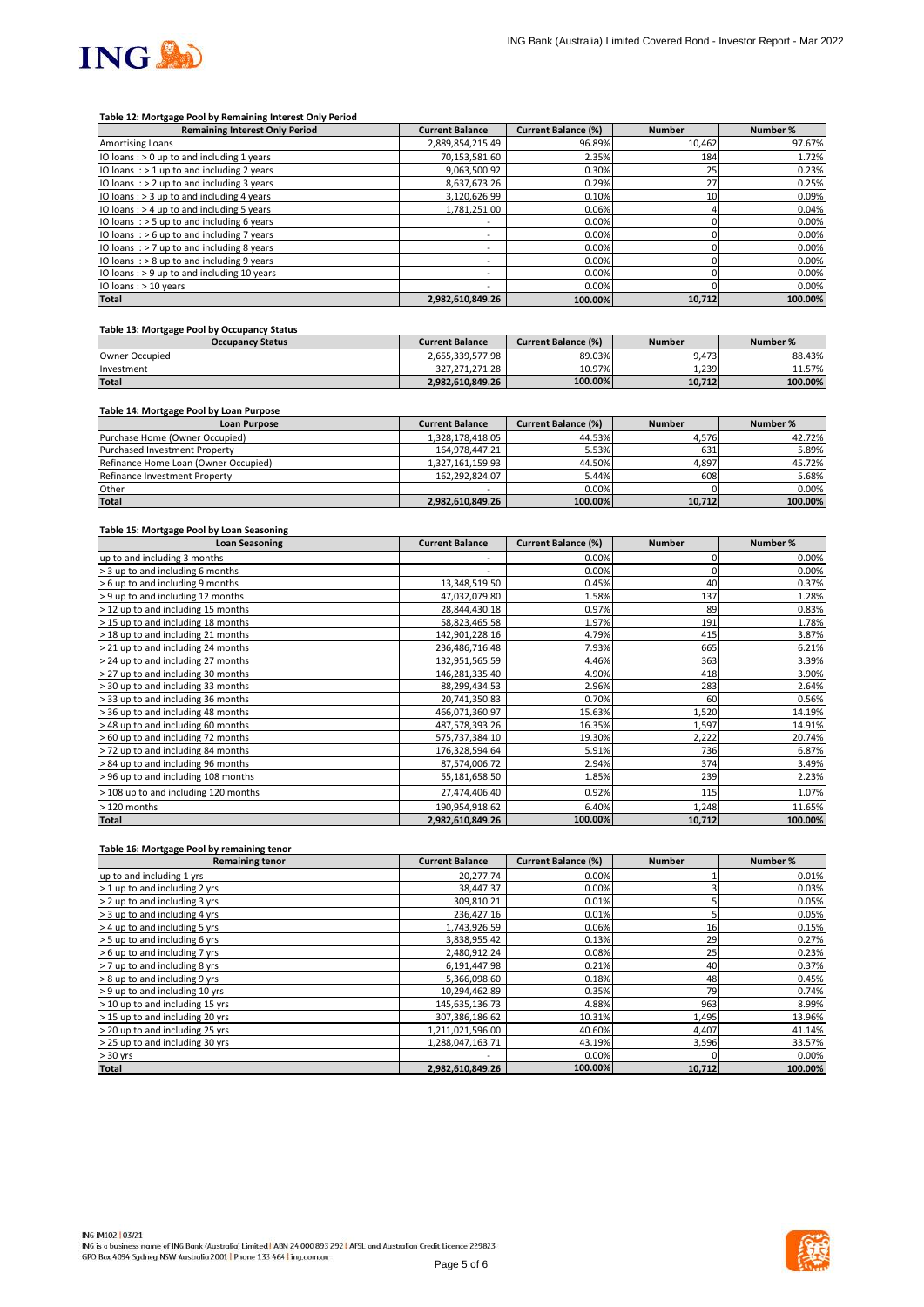#### Table 12: Mortgage Pool by Remaining Interest Only Period

| Remaining Interest Only Period | Current Balance | Current Balance (%) | Number | Number % |
|---|---|---|---|---|
| Amortising Loans | 2,889,854,215.49 | 96.89% | 10,462 | 97.67% |
| IO loans : > 0 up to and including 1 years | 70,153,581.60 | 2.35% | 184 | 1.72% |
| IO loans : > 1 up to and including 2 years | 9,063,500.92 | 0.30% | 25 | 0.23% |
| IO loans : > 2 up to and including 3 years | 8,637,673.26 | 0.29% | 27 | 0.25% |
| IO loans : > 3 up to and including 4 years | 3,120,626.99 | 0.10% | 10 | 0.09% |
| IO loans : > 4 up to and including 5 years | 1,781,251.00 | 0.06% | 4 | 0.04% |
| IO loans : > 5 up to and including 6 years | - | 0.00% | 0 | 0.00% |
| IO loans : > 6 up to and including 7 years | - | 0.00% | 0 | 0.00% |
| IO loans : > 7 up to and including 8 years | - | 0.00% | 0 | 0.00% |
| IO loans : > 8 up to and including 9 years | - | 0.00% | 0 | 0.00% |
| IO loans : > 9 up to and including 10 years | - | 0.00% | 0 | 0.00% |
| IO loans : > 10 years | - | 0.00% | 0 | 0.00% |
| **Total** | **2,982,610,849.26** | **100.00%** | **10,712** | **100.00%** |

#### Table 13: Mortgage Pool by Occupancy Status

| Occupancy Status | Current Balance | Current Balance (%) | Number | Number % |
|---|---|---|---|---|
| Owner Occupied | 2,655,339,577.98 | 89.03% | 9,473 | 88.43% |
| Investment | 327,271,271.28 | 10.97% | 1,239 | 11.57% |
| **Total** | **2,982,610,849.26** | **100.00%** | **10,712** | **100.00%** |

#### Table 14: Mortgage Pool by Loan Purpose

| Loan Purpose | Current Balance | Current Balance (%) | Number | Number % |
|---|---|---|---|---|
| Purchase Home (Owner Occupied) | 1,328,178,418.05 | 44.53% | 4,576 | 42.72% |
| Purchased Investment Property | 164,978,447.21 | 5.53% | 631 | 5.89% |
| Refinance Home Loan (Owner Occupied) | 1,327,161,159.93 | 44.50% | 4,897 | 45.72% |
| Refinance Investment Property | 162,292,824.07 | 5.44% | 608 | 5.68% |
| Other | - | 0.00% | 0 | 0.00% |
| **Total** | **2,982,610,849.26** | **100.00%** | **10,712** | **100.00%** |

#### Table 15: Mortgage Pool by Loan Seasoning

| Loan Seasoning | Current Balance | Current Balance (%) | Number | Number % |
|---|---|---|---|---|
| up to and including 3 months | - | 0.00% | 0 | 0.00% |
| > 3 up to and including 6 months | - | 0.00% | 0 | 0.00% |
| > 6 up to and including 9 months | 13,348,519.50 | 0.45% | 40 | 0.37% |
| > 9 up to and including 12 months | 47,032,079.80 | 1.58% | 137 | 1.28% |
| > 12 up to and including 15 months | 28,844,430.18 | 0.97% | 89 | 0.83% |
| > 15 up to and including 18 months | 58,823,465.58 | 1.97% | 191 | 1.78% |
| > 18 up to and including 21 months | 142,901,228.16 | 4.79% | 415 | 3.87% |
| > 21 up to and including 24 months | 236,486,716.48 | 7.93% | 665 | 6.21% |
| > 24 up to and including 27 months | 132,951,565.59 | 4.46% | 363 | 3.39% |
| > 27 up to and including 30 months | 146,281,335.40 | 4.90% | 418 | 3.90% |
| > 30 up to and including 33 months | 88,299,434.53 | 2.96% | 283 | 2.64% |
| > 33 up to and including 36 months | 20,741,350.83 | 0.70% | 60 | 0.56% |
| > 36 up to and including 48 months | 466,071,360.97 | 15.63% | 1,520 | 14.19% |
| > 48 up to and including 60 months | 487,578,393.26 | 16.35% | 1,597 | 14.91% |
| > 60 up to and including 72 months | 575,737,384.10 | 19.30% | 2,222 | 20.74% |
| > 72 up to and including 84 months | 176,328,594.64 | 5.91% | 736 | 6.87% |
| > 84 up to and including 96 months | 87,574,006.72 | 2.94% | 374 | 3.49% |
| > 96 up to and including 108 months | 55,181,658.50 | 1.85% | 239 | 2.23% |
| > 108 up to and including 120 months | 27,474,406.40 | 0.92% | 115 | 1.07% |
| > 120 months | 190,954,918.62 | 6.40% | 1,248 | 11.65% |
| **Total** | **2,982,610,849.26** | **100.00%** | **10,712** | **100.00%** |

#### Table 16: Mortgage Pool by remaining tenor

| Remaining tenor | Current Balance | Current Balance (%) | Number | Number % |
|---|---|---|---|---|
| up to and including 1 yrs | 20,277.74 | 0.00% | 1 | 0.01% |
| > 1 up to and including 2 yrs | 38,447.37 | 0.00% | 3 | 0.03% |
| > 2 up to and including 3 yrs | 309,810.21 | 0.01% | 5 | 0.05% |
| > 3 up to and including 4 yrs | 236,427.16 | 0.01% | 5 | 0.05% |
| > 4 up to and including 5 yrs | 1,743,926.59 | 0.06% | 16 | 0.15% |
| > 5 up to and including 6 yrs | 3,838,955.42 | 0.13% | 29 | 0.27% |
| > 6 up to and including 7 yrs | 2,480,912.24 | 0.08% | 25 | 0.23% |
| > 7 up to and including 8 yrs | 6,191,447.98 | 0.21% | 40 | 0.37% |
| > 8 up to and including 9 yrs | 5,366,098.60 | 0.18% | 48 | 0.45% |
| > 9 up to and including 10 yrs | 10,294,462.89 | 0.35% | 79 | 0.74% |
| > 10 up to and including 15 yrs | 145,635,136.73 | 4.88% | 963 | 8.99% |
| > 15 up to and including 20 yrs | 307,386,186.62 | 10.31% | 1,495 | 13.96% |
| > 20 up to and including 25 yrs | 1,211,021,596.00 | 40.60% | 4,407 | 41.14% |
| > 25 up to and including 30 yrs | 1,288,047,163.71 | 43.19% | 3,596 | 33.57% |
| > 30 yrs | - | 0.00% | 0 | 0.00% |
| **Total** | **2,982,610,849.26** | **100.00%** | **10,712** | **100.00%** |

ING IM102 | 03/21
ING is a business name of ING Bank (Australia) Limited | ABN 24 000 893 292 | AFSL and Australian Credit Licence 229823
GPO Box 4094 Sydney NSW Australia 2001 | Phone 133 464 | ing.com.au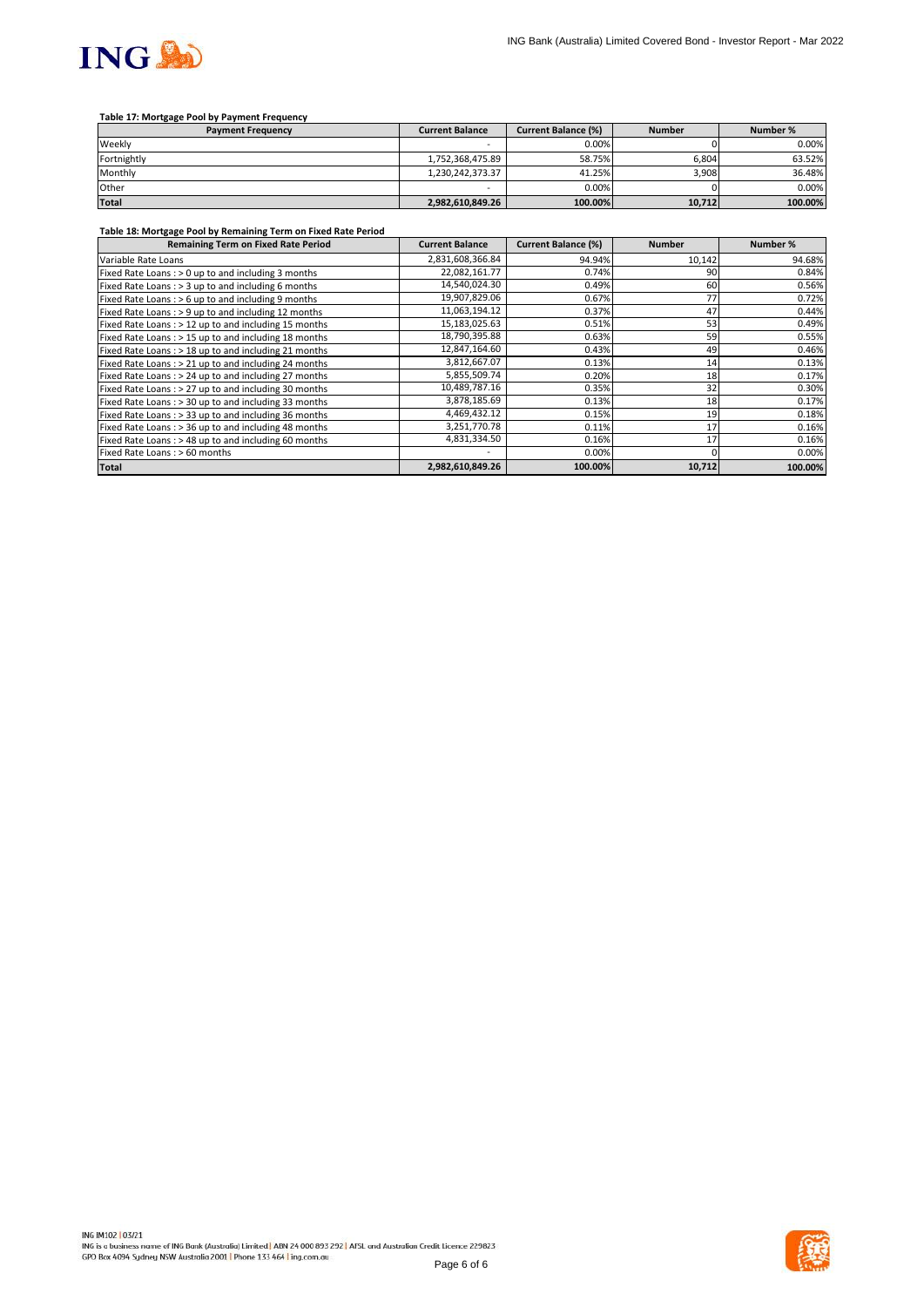**Table 17: Mortgage Pool by Payment Frequency**

| Payment Frequency | Current Balance | Current Balance (%) | Number | Number % |
|---|---|---|---|---|
| Weekly | - | 0.00% | 0 | 0.00% |
| Fortnightly | 1,752,368,475.89 | 58.75% | 6,804 | 63.52% |
| Monthly | 1,230,242,373.37 | 41.25% | 3,908 | 36.48% |
| Other | - | 0.00% | 0 | 0.00% |
| **Total** | **2,982,610,849.26** | **100.00%** | **10,712** | **100.00%** |

**Table 18: Mortgage Pool by Remaining Term on Fixed Rate Period**

| Remaining Term on Fixed Rate Period | Current Balance | Current Balance (%) | Number | Number % |
|---|---|---|---|---|
| Variable Rate Loans | 2,831,608,366.84 | 94.94% | 10,142 | 94.68% |
| Fixed Rate Loans : > 0 up to and including 3 months | 22,082,161.77 | 0.74% | 90 | 0.84% |
| Fixed Rate Loans : > 3 up to and including 6 months | 14,540,024.30 | 0.49% | 60 | 0.56% |
| Fixed Rate Loans : > 6 up to and including 9 months | 19,907,829.06 | 0.67% | 77 | 0.72% |
| Fixed Rate Loans : > 9 up to and including 12 months | 11,063,194.12 | 0.37% | 47 | 0.44% |
| Fixed Rate Loans : > 12 up to and including 15 months | 15,183,025.63 | 0.51% | 53 | 0.49% |
| Fixed Rate Loans : > 15 up to and including 18 months | 18,790,395.88 | 0.63% | 59 | 0.55% |
| Fixed Rate Loans : > 18 up to and including 21 months | 12,847,164.60 | 0.43% | 49 | 0.46% |
| Fixed Rate Loans : > 21 up to and including 24 months | 3,812,667.07 | 0.13% | 14 | 0.13% |
| Fixed Rate Loans : > 24 up to and including 27 months | 5,855,509.74 | 0.20% | 18 | 0.17% |
| Fixed Rate Loans : > 27 up to and including 30 months | 10,489,787.16 | 0.35% | 32 | 0.30% |
| Fixed Rate Loans : > 30 up to and including 33 months | 3,878,185.69 | 0.13% | 18 | 0.17% |
| Fixed Rate Loans : > 33 up to and including 36 months | 4,469,432.12 | 0.15% | 19 | 0.18% |
| Fixed Rate Loans : > 36 up to and including 48 months | 3,251,770.78 | 0.11% | 17 | 0.16% |
| Fixed Rate Loans : > 48 up to and including 60 months | 4,831,334.50 | 0.16% | 17 | 0.16% |
| Fixed Rate Loans : > 60 months | - | 0.00% | 0 | 0.00% |
| **Total** | **2,982,610,849.26** | **100.00%** | **10,712** | **100.00%** |

ING IM102 | 03/21
ING is a business name of ING Bank (Australia) Limited | ABN 24 000 893 292 | AFSL and Australian Credit Licence 229823
GPO Box 4094 Sydney NSW Australia 2001 | Phone 133 464 | ing.com.au